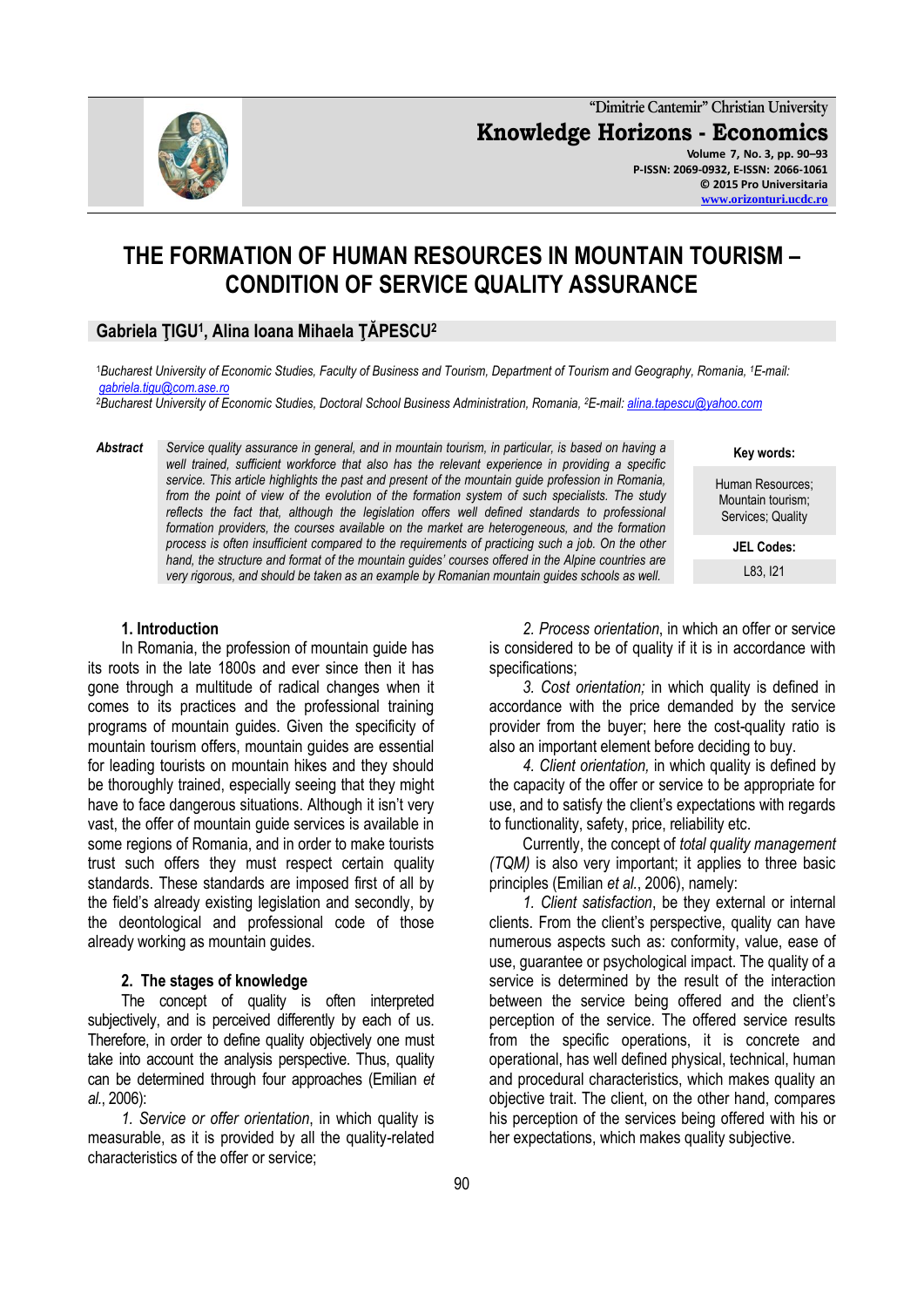# THE FORMATION OF HUMAN RESOURCES IN MOUNTAIN TOURISM – CONDITION OF SERVICE QUALITY ASSURANCE

**Gabriela ŢIGU[1], Alina Ioana Mihaela ŢĂPESCU[2]**

[1]*Bucharest University of Economic Studies, Faculty of Business and Tourism, Department of Tourism and Geography, Romania, [1]E-mail: gabriela.tigu@com.ase.ro*
[2]*Bucharest University of Economic Studies, Doctoral School Business Administration, Romania, [2]E-mail: alina.tapescu@yahoo.com*

***Abstract*** *Service quality assurance in general, and in mountain tourism, in particular, is based on having a well trained, sufficient workforce that also has the relevant experience in providing a specific service. This article highlights the past and present of the mountain guide profession in Romania, from the point of view of the evolution of the formation system of such specialists. The study reflects the fact that, although the legislation offers well defined standards to professional formation providers, the courses available on the market are heterogeneous, and the formation process is often insufficient compared to the requirements of practicing such a job. On the other hand, the structure and format of the mountain guides' courses offered in the Alpine countries are very rigorous, and should be taken as an example by Romanian mountain guides schools as well.*

**Key words:** Human Resources; Mountain tourism; Services; Quality

**JEL Codes:** L83, I21

## 1. Introduction

In Romania, the profession of mountain guide has its roots in the late 1800s and ever since then it has gone through a multitude of radical changes when it comes to its practices and the professional training programs of mountain guides. Given the specificity of mountain tourism offers, mountain guides are essential for leading tourists on mountain hikes and they should be thoroughly trained, especially seeing that they might have to face dangerous situations. Although it isn't very vast, the offer of mountain guide services is available in some regions of Romania, and in order to make tourists trust such offers they must respect certain quality standards. These standards are imposed first of all by the field's already existing legislation and secondly, by the deontological and professional code of those already working as mountain guides.

## 2. The stages of knowledge

The concept of quality is often interpreted subjectively, and is perceived differently by each of us. Therefore, in order to define quality objectively one must take into account the analysis perspective. Thus, quality can be determined through four approaches (Emilian *et al.*, 2006):

*1. Service or offer orientation*, in which quality is measurable, as it is provided by all the quality-related characteristics of the offer or service;

*2. Process orientation*, in which an offer or service is considered to be of quality if it is in accordance with specifications;

*3. Cost orientation;* in which quality is defined in accordance with the price demanded by the service provider from the buyer; here the cost-quality ratio is also an important element before deciding to buy.

*4. Client orientation,* in which quality is defined by the capacity of the offer or service to be appropriate for use, and to satisfy the client's expectations with regards to functionality, safety, price, reliability etc.

Currently, the concept of *total quality management (TQM)* is also very important; it applies to three basic principles (Emilian *et al.*, 2006), namely:

*1. Client satisfaction*, be they external or internal clients. From the client's perspective, quality can have numerous aspects such as: conformity, value, ease of use, guarantee or psychological impact. The quality of a service is determined by the result of the interaction between the service being offered and the client's perception of the service. The offered service results from the specific operations, it is concrete and operational, has well defined physical, technical, human and procedural characteristics, which makes quality an objective trait. The client, on the other hand, compares his perception of the services being offered with his or her expectations, which makes quality subjective.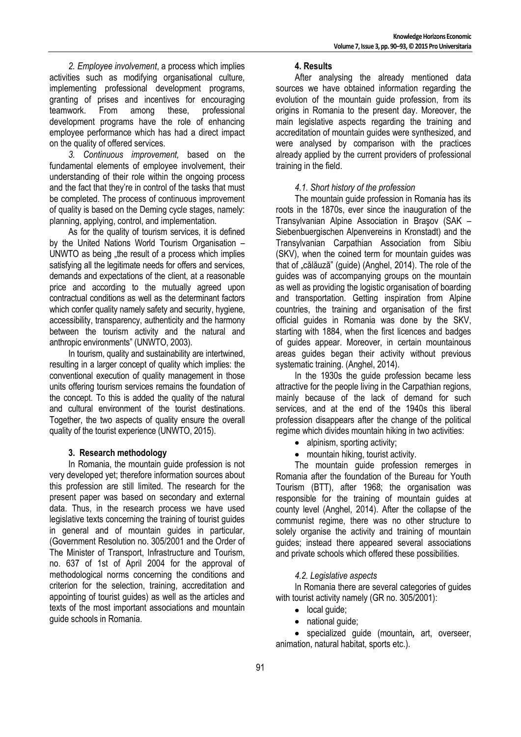*2. Employee involvement*, a process which implies activities such as modifying organisational culture, implementing professional development programs, granting of prises and incentives for encouraging teamwork. From among these, professional development programs have the role of enhancing employee performance which has had a direct impact on the quality of offered services.

*3. Continuous improvement,* based on the fundamental elements of employee involvement, their understanding of their role within the ongoing process and the fact that they're in control of the tasks that must be completed. The process of continuous improvement of quality is based on the Deming cycle stages, namely: planning, applying, control, and implementation.

As for the quality of tourism services, it is defined by the United Nations World Tourism Organisation – UNWTO as being „the result of a process which implies satisfying all the legitimate needs for offers and services, demands and expectations of the client, at a reasonable price and according to the mutually agreed upon contractual conditions as well as the determinant factors which confer quality namely safety and security, hygiene, accessibility, transparency, authenticity and the harmony between the tourism activity and the natural and anthropic environments" (UNWTO, 2003).

In tourism, quality and sustainability are intertwined, resulting in a larger concept of quality which implies: the conventional execution of quality management in those units offering tourism services remains the foundation of the concept. To this is added the quality of the natural and cultural environment of the tourist destinations. Together, the two aspects of quality ensure the overall quality of the tourist experience (UNWTO, 2015).

## 3. Research methodology

In Romania, the mountain guide profession is not very developed yet; therefore information sources about this profession are still limited. The research for the present paper was based on secondary and external data. Thus, in the research process we have used legislative texts concerning the training of tourist guides in general and of mountain guides in particular, (Government Resolution no. 305/2001 and the Order of The Minister of Transport, Infrastructure and Tourism, no. 637 of 1st of April 2004 for the approval of methodological norms concerning the conditions and criterion for the selection, training, accreditation and appointing of tourist guides) as well as the articles and texts of the most important associations and mountain guide schools in Romania.

## 4. Results

After analysing the already mentioned data sources we have obtained information regarding the evolution of the mountain guide profession, from its origins in Romania to the present day. Moreover, the main legislative aspects regarding the training and accreditation of mountain guides were synthesized, and were analysed by comparison with the practices already applied by the current providers of professional training in the field.

### *4.1. Short history of the profession*

The mountain guide profession in Romania has its roots in the 1870s, ever since the inauguration of the Transylvanian Alpine Association in Braşov (SAK – Siebenbuergischen Alpenvereins in Kronstadt) and the Transylvanian Carpathian Association from Sibiu (SKV), when the coined term for mountain guides was that of „călăuză" (guide) (Anghel, 2014). The role of the guides was of accompanying groups on the mountain as well as providing the logistic organisation of boarding and transportation. Getting inspiration from Alpine countries, the training and organisation of the first official guides in Romania was done by the SKV, starting with 1884, when the first licences and badges of guides appear. Moreover, in certain mountainous areas guides began their activity without previous systematic training. (Anghel, 2014).

In the 1930s the guide profession became less attractive for the people living in the Carpathian regions, mainly because of the lack of demand for such services, and at the end of the 1940s this liberal profession disappears after the change of the political regime which divides mountain hiking in two activities:

- alpinism, sporting activity;
- mountain hiking, tourist activity.

The mountain guide profession remerges in Romania after the foundation of the Bureau for Youth Tourism (BTT), after 1968; the organisation was responsible for the training of mountain guides at county level (Anghel, 2014). After the collapse of the communist regime, there was no other structure to solely organise the activity and training of mountain guides; instead there appeared several associations and private schools which offered these possibilities.

### *4.2. Legislative aspects*

In Romania there are several categories of guides with tourist activity namely (GR no. 305/2001):

- local guide;
- national guide;
- specialized guide (mountain**,** art, overseer, animation, natural habitat, sports etc.).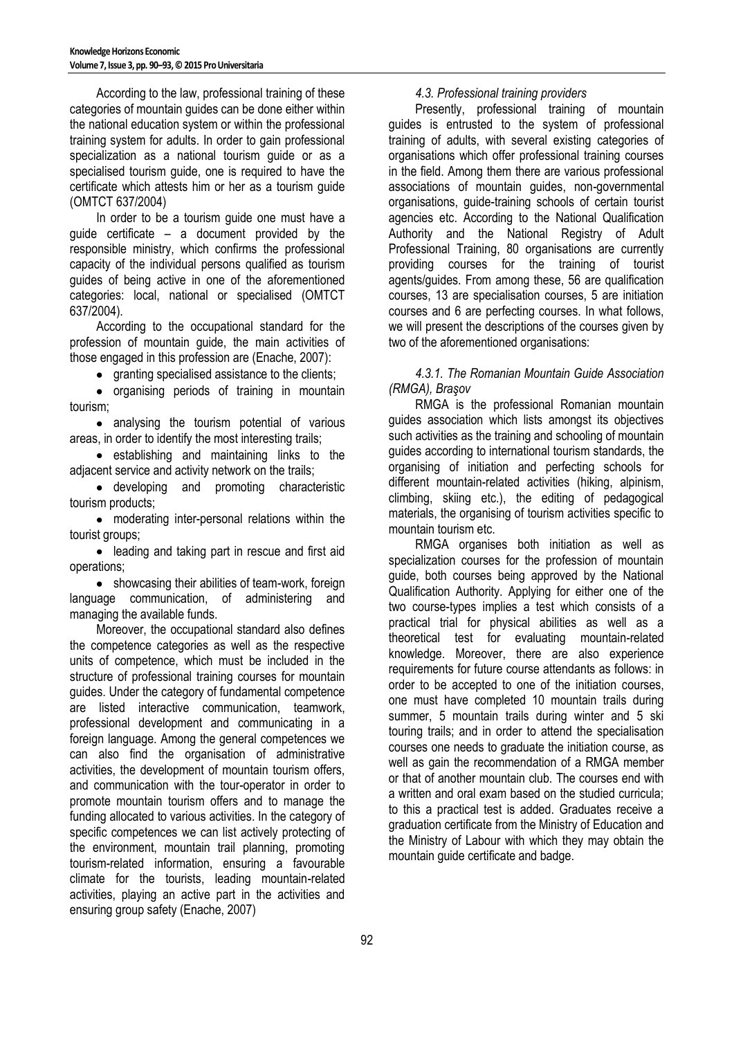According to the law, professional training of these categories of mountain guides can be done either within the national education system or within the professional training system for adults. In order to gain professional specialization as a national tourism guide or as a specialised tourism guide, one is required to have the certificate which attests him or her as a tourism guide (OMTCT 637/2004)

In order to be a tourism guide one must have a guide certificate – a document provided by the responsible ministry, which confirms the professional capacity of the individual persons qualified as tourism guides of being active in one of the aforementioned categories: local, national or specialised (OMTCT 637/2004).

According to the occupational standard for the profession of mountain guide, the main activities of those engaged in this profession are (Enache, 2007):

- granting specialised assistance to the clients;
- organising periods of training in mountain tourism;
- analysing the tourism potential of various areas, in order to identify the most interesting trails;
- establishing and maintaining links to the adjacent service and activity network on the trails;
- developing and promoting characteristic tourism products;
- moderating inter-personal relations within the tourist groups;
- leading and taking part in rescue and first aid operations;
- showcasing their abilities of team-work, foreign language communication, of administering and managing the available funds.

Moreover, the occupational standard also defines the competence categories as well as the respective units of competence, which must be included in the structure of professional training courses for mountain guides. Under the category of fundamental competence are listed interactive communication, teamwork, professional development and communicating in a foreign language. Among the general competences we can also find the organisation of administrative activities, the development of mountain tourism offers, and communication with the tour-operator in order to promote mountain tourism offers and to manage the funding allocated to various activities. In the category of specific competences we can list actively protecting of the environment, mountain trail planning, promoting tourism-related information, ensuring a favourable climate for the tourists, leading mountain-related activities, playing an active part in the activities and ensuring group safety (Enache, 2007)

### *4.3. Professional training providers*

Presently, professional training of mountain guides is entrusted to the system of professional training of adults, with several existing categories of organisations which offer professional training courses in the field. Among them there are various professional associations of mountain guides, non-governmental organisations, guide-training schools of certain tourist agencies etc. According to the National Qualification Authority and the National Registry of Adult Professional Training, 80 organisations are currently providing courses for the training of tourist agents/guides. From among these, 56 are qualification courses, 13 are specialisation courses, 5 are initiation courses and 6 are perfecting courses. In what follows, we will present the descriptions of the courses given by two of the aforementioned organisations:

#### *4.3.1. The Romanian Mountain Guide Association (RMGA), Braşov*

RMGA is the professional Romanian mountain guides association which lists amongst its objectives such activities as the training and schooling of mountain guides according to international tourism standards, the organising of initiation and perfecting schools for different mountain-related activities (hiking, alpinism, climbing, skiing etc.), the editing of pedagogical materials, the organising of tourism activities specific to mountain tourism etc.

RMGA organises both initiation as well as specialization courses for the profession of mountain guide, both courses being approved by the National Qualification Authority. Applying for either one of the two course-types implies a test which consists of a practical trial for physical abilities as well as a theoretical test for evaluating mountain-related knowledge. Moreover, there are also experience requirements for future course attendants as follows: in order to be accepted to one of the initiation courses, one must have completed 10 mountain trails during summer, 5 mountain trails during winter and 5 ski touring trails; and in order to attend the specialisation courses one needs to graduate the initiation course, as well as gain the recommendation of a RMGA member or that of another mountain club. The courses end with a written and oral exam based on the studied curricula; to this a practical test is added. Graduates receive a graduation certificate from the Ministry of Education and the Ministry of Labour with which they may obtain the mountain guide certificate and badge.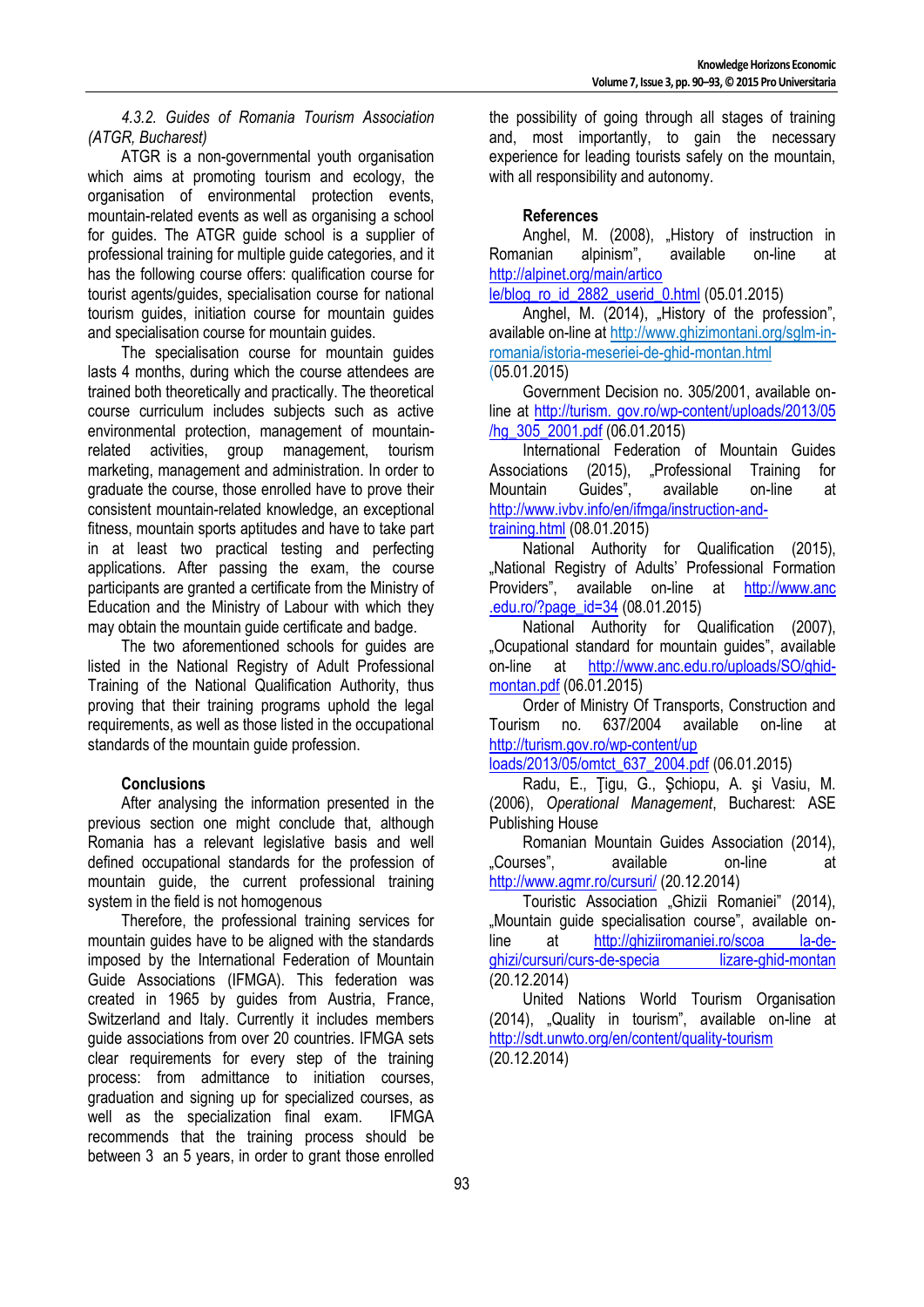*4.3.2. Guides of Romania Tourism Association (ATGR, Bucharest)*

ATGR is a non-governmental youth organisation which aims at promoting tourism and ecology, the organisation of environmental protection events, mountain-related events as well as organising a school for guides. The ATGR guide school is a supplier of professional training for multiple guide categories, and it has the following course offers: qualification course for tourist agents/guides, specialisation course for national tourism guides, initiation course for mountain guides and specialisation course for mountain guides.

The specialisation course for mountain guides lasts 4 months, during which the course attendees are trained both theoretically and practically. The theoretical course curriculum includes subjects such as active environmental protection, management of mountain-related activities, group management, tourism marketing, management and administration. In order to graduate the course, those enrolled have to prove their consistent mountain-related knowledge, an exceptional fitness, mountain sports aptitudes and have to take part in at least two practical testing and perfecting applications. After passing the exam, the course participants are granted a certificate from the Ministry of Education and the Ministry of Labour with which they may obtain the mountain guide certificate and badge.

The two aforementioned schools for guides are listed in the National Registry of Adult Professional Training of the National Qualification Authority, thus proving that their training programs uphold the legal requirements, as well as those listed in the occupational standards of the mountain guide profession.

**Conclusions**

After analysing the information presented in the previous section one might conclude that, although Romania has a relevant legislative basis and well defined occupational standards for the profession of mountain guide, the current professional training system in the field is not homogenous

Therefore, the professional training services for mountain guides have to be aligned with the standards imposed by the International Federation of Mountain Guide Associations (IFMGA). This federation was created in 1965 by guides from Austria, France, Switzerland and Italy. Currently it includes members guide associations from over 20 countries. IFMGA sets clear requirements for every step of the training process: from admittance to initiation courses, graduation and signing up for specialized courses, as well as the specialization final exam. IFMGA recommends that the training process should be between 3 an 5 years, in order to grant those enrolled the possibility of going through all stages of training and, most importantly, to gain the necessary experience for leading tourists safely on the mountain, with all responsibility and autonomy.

**References**

Anghel, M. (2008), „History of instruction in Romanian alpinism", available on-line at http://alpinet.org/main/articole/blog_ro_id_2882_userid_0.html (05.01.2015)

Anghel, M. (2014), „History of the profession", available on-line at http://www.ghizimontani.org/sglm-in-romania/istoria-meseriei-de-ghid-montan.html (05.01.2015)

Government Decision no. 305/2001, available on-line at http://turism. gov.ro/wp-content/uploads/2013/05/hg_305_2001.pdf (06.01.2015)

International Federation of Mountain Guides Associations (2015), „Professional Training for Mountain Guides", available on-line at http://www.ivbv.info/en/ifmga/instruction-and-training.html (08.01.2015)

National Authority for Qualification (2015), „National Registry of Adults' Professional Formation Providers", available on-line at http://www.anc.edu.ro/?page_id=34 (08.01.2015)

National Authority for Qualification (2007), „Ocupational standard for mountain guides", available on-line at http://www.anc.edu.ro/uploads/SO/ghid-montan.pdf (06.01.2015)

Order of Ministry Of Transports, Construction and Tourism no. 637/2004 available on-line at http://turism.gov.ro/wp-content/uploads/2013/05/omtct_637_2004.pdf (06.01.2015)

Radu, E., Ţigu, G., Şchiopu, A. şi Vasiu, M. (2006), *Operational Management*, Bucharest: ASE Publishing House

Romanian Mountain Guides Association (2014), „Courses", available on-line at http://www.agmr.ro/cursuri/ (20.12.2014)

Touristic Association „Ghizii Romaniei" (2014), „Mountain guide specialisation course", available on-line at http://ghiziiromaniei.ro/scoala-de-ghizi/cursuri/curs-de-specializare-ghid-montan (20.12.2014)

United Nations World Tourism Organisation (2014), „Quality in tourism", available on-line at http://sdt.unwto.org/en/content/quality-tourism (20.12.2014)